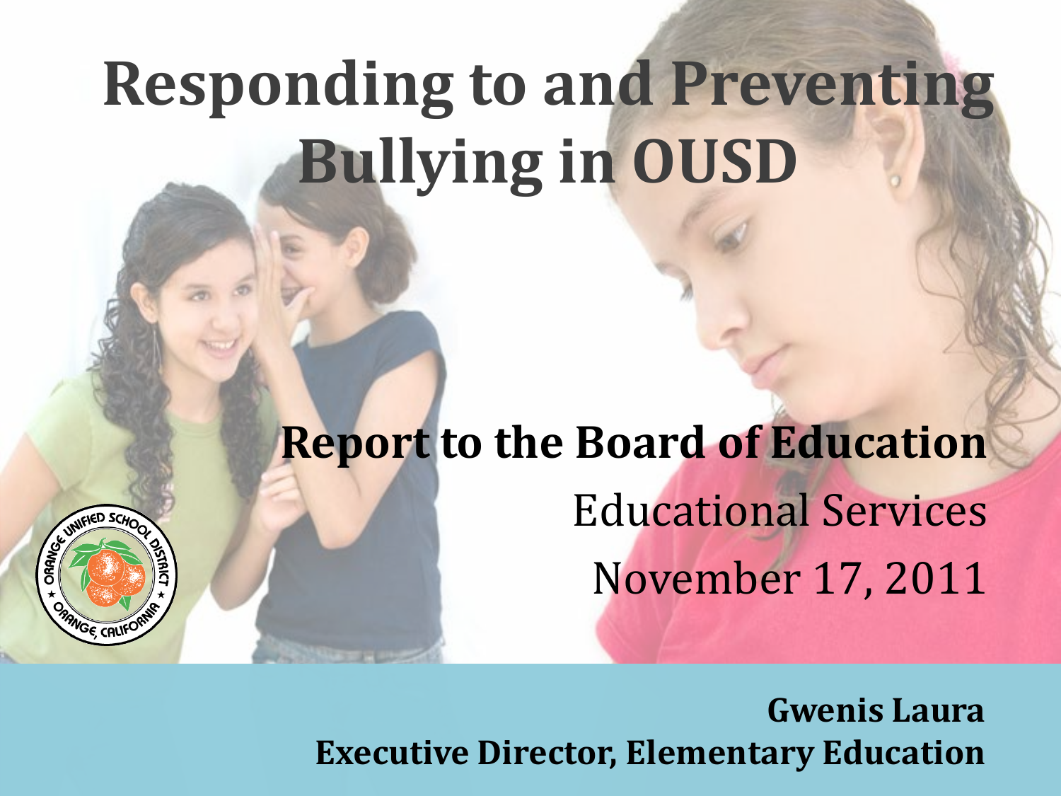# Responding to and Preventing Bullying in OUSD

**Report to the Board of Education**

Educational Services

November 17, 2011

**Gwenis Laura**
**Executive Director, Elementary Education**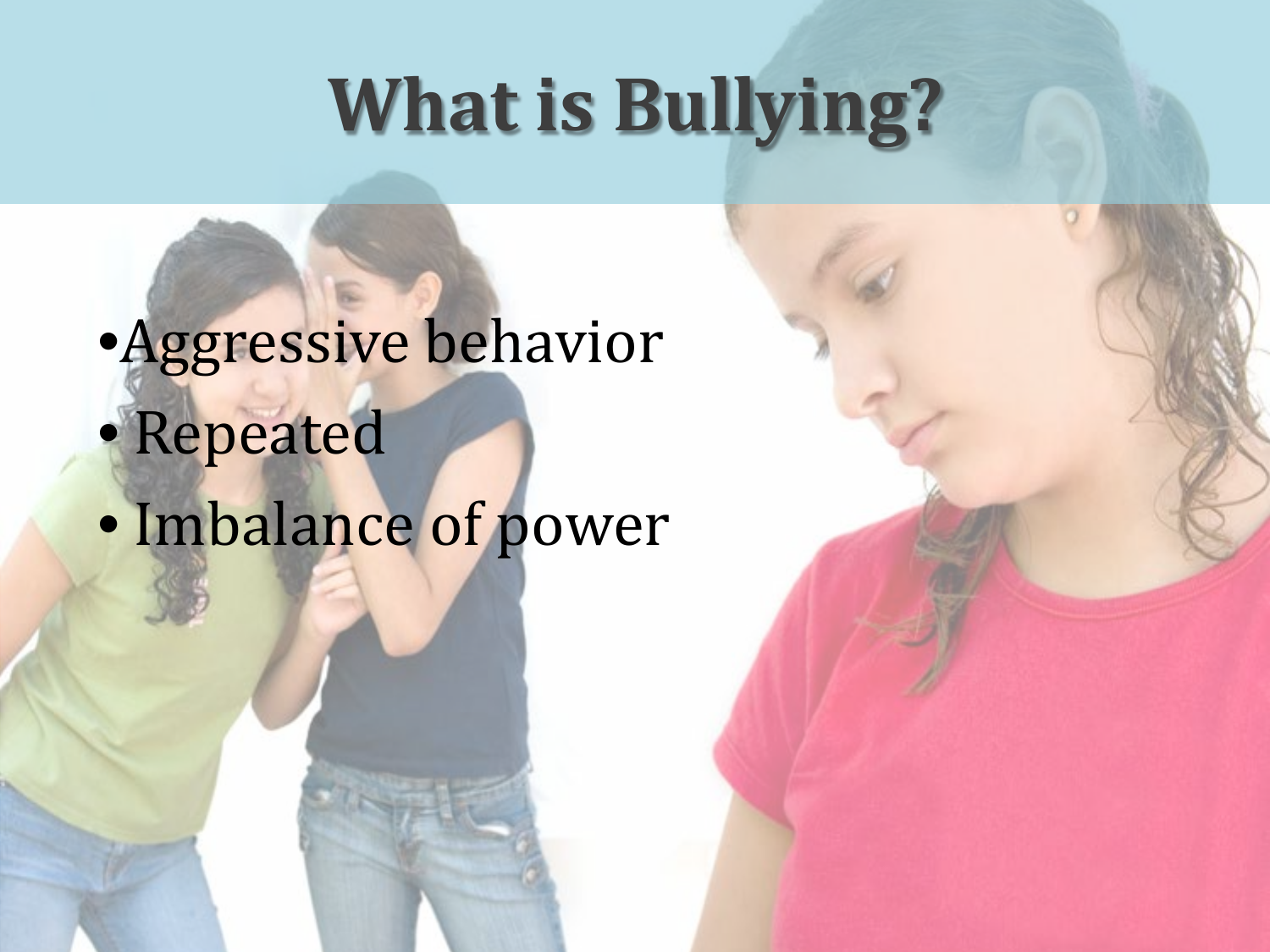# What is Bullying?

- Aggressive behavior
- Repeated
- Imbalance of power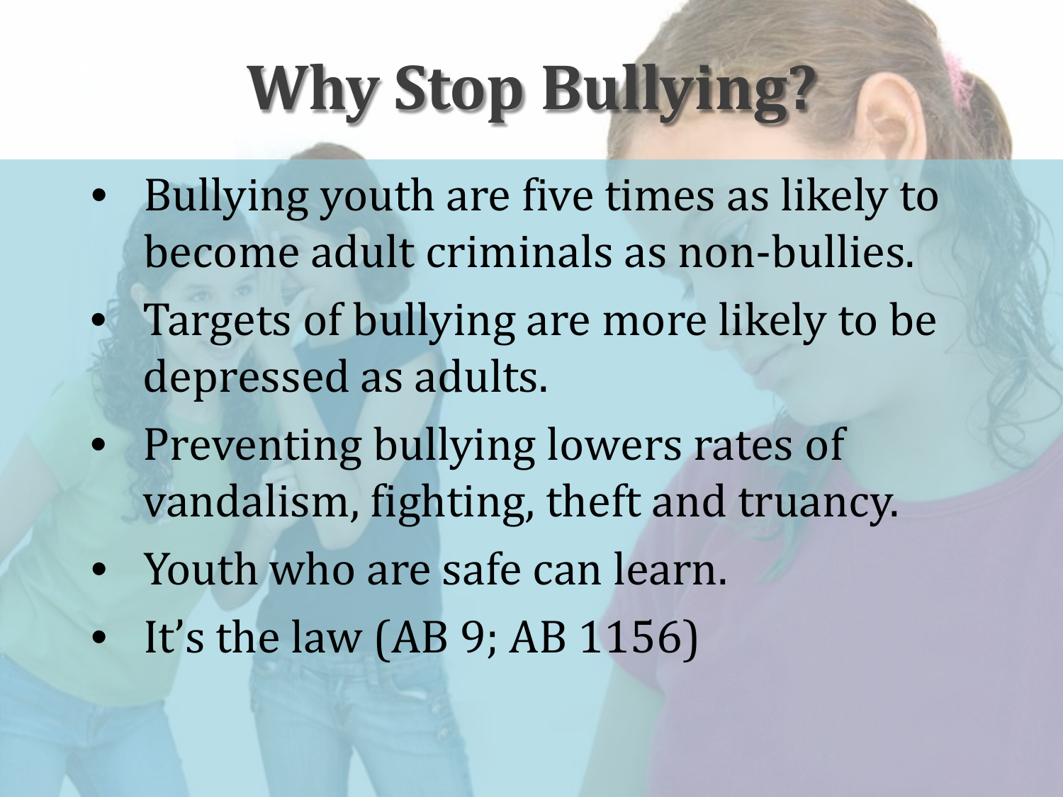# Why Stop Bullying?

- Bullying youth are five times as likely to become adult criminals as non-bullies.
- Targets of bullying are more likely to be depressed as adults.
- Preventing bullying lowers rates of vandalism, fighting, theft and truancy.
- Youth who are safe can learn.
- It's the law (AB 9; AB 1156)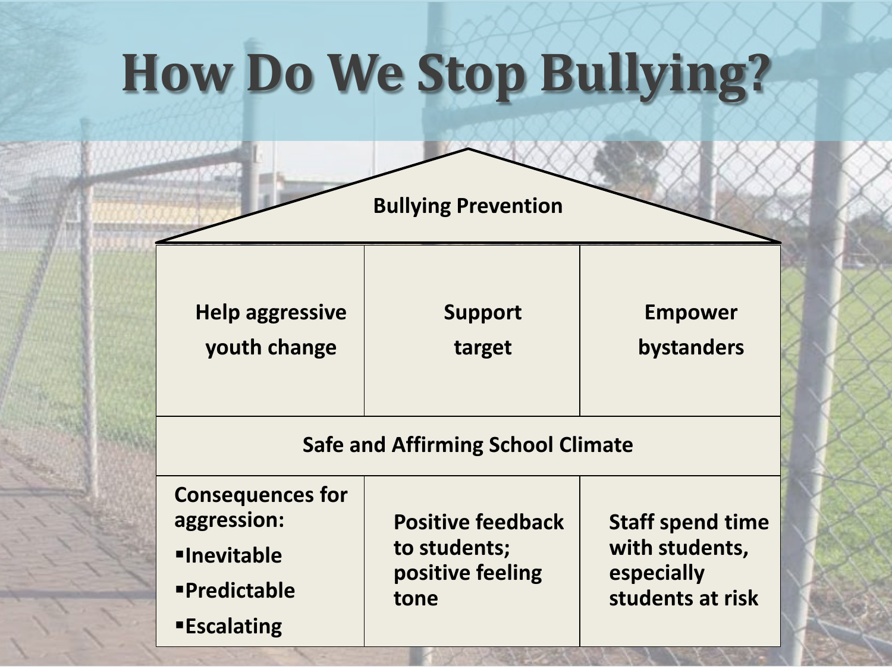# How Do We Stop Bullying?

**Bullying Prevention**

| Help aggressive youth change | Support target | Empower bystanders |
| --- | --- | --- |

**Safe and Affirming School Climate**

| Consequences for aggression: ▪Inevitable ▪Predictable ▪Escalating | Positive feedback to students; positive feeling tone | Staff spend time with students, especially students at risk |
| --- | --- | --- |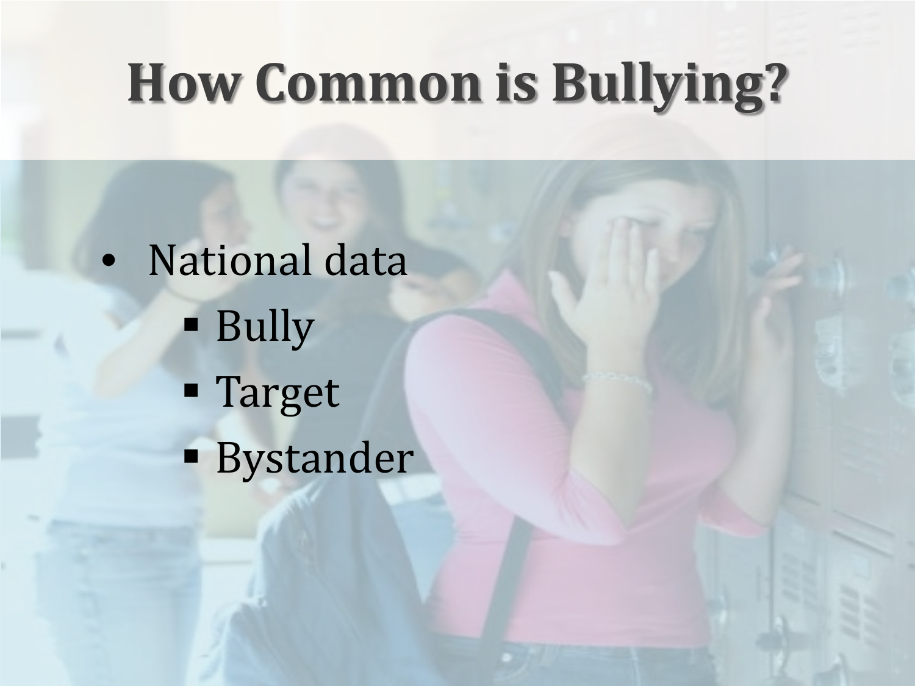# How Common is Bullying?

- National data
  - Bully
  - Target
  - Bystander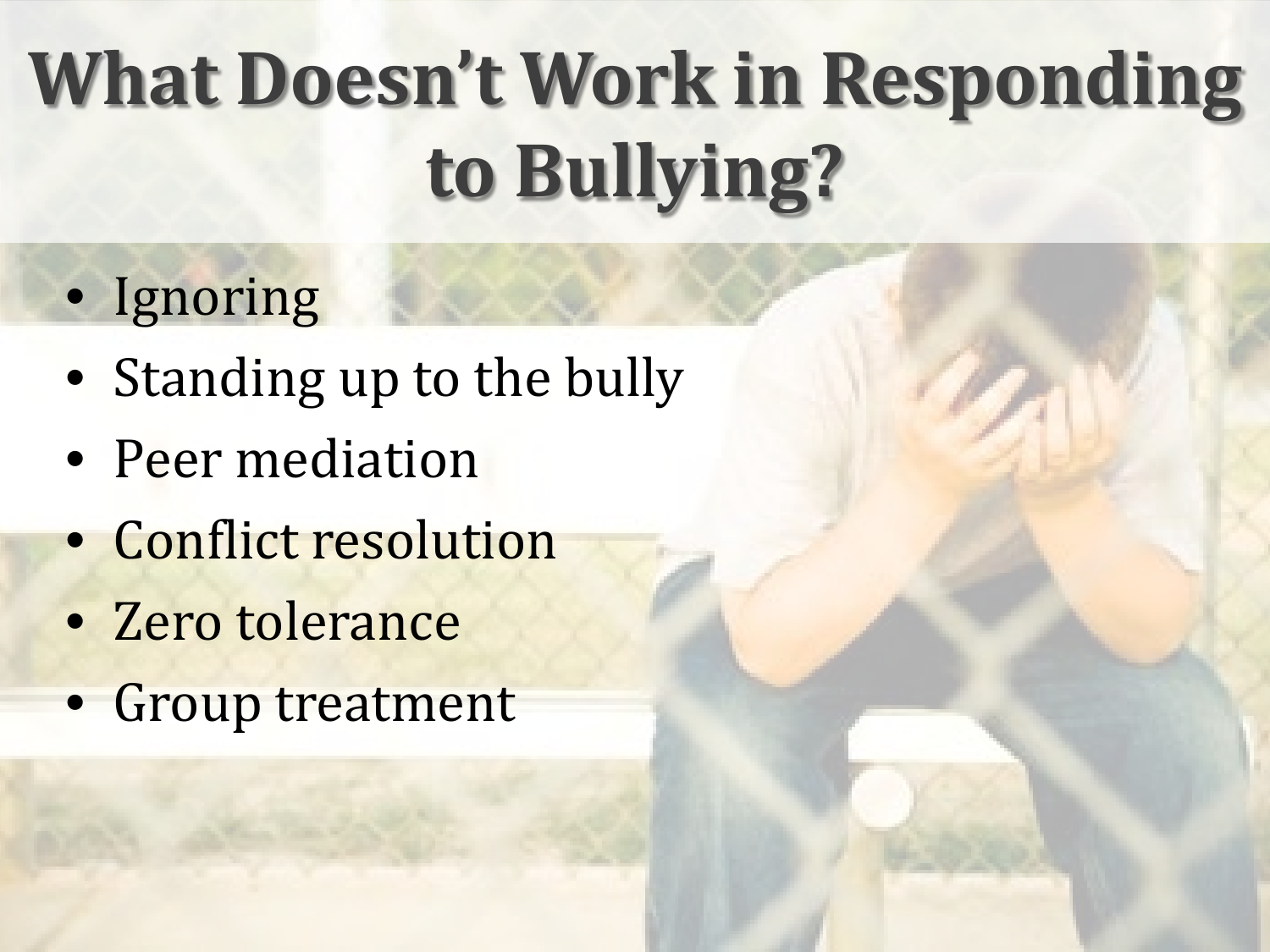# What Doesn't Work in Responding to Bullying?

- Ignoring
- Standing up to the bully
- Peer mediation
- Conflict resolution
- Zero tolerance
- Group treatment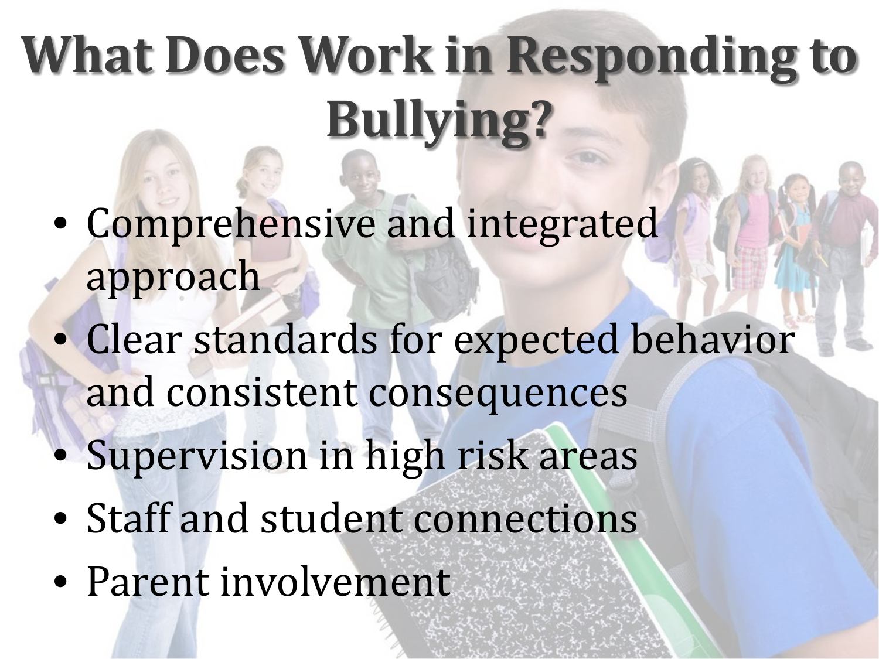# What Does Work in Responding to Bullying?

- Comprehensive and integrated approach
- Clear standards for expected behavior and consistent consequences
- Supervision in high risk areas
- Staff and student connections
- Parent involvement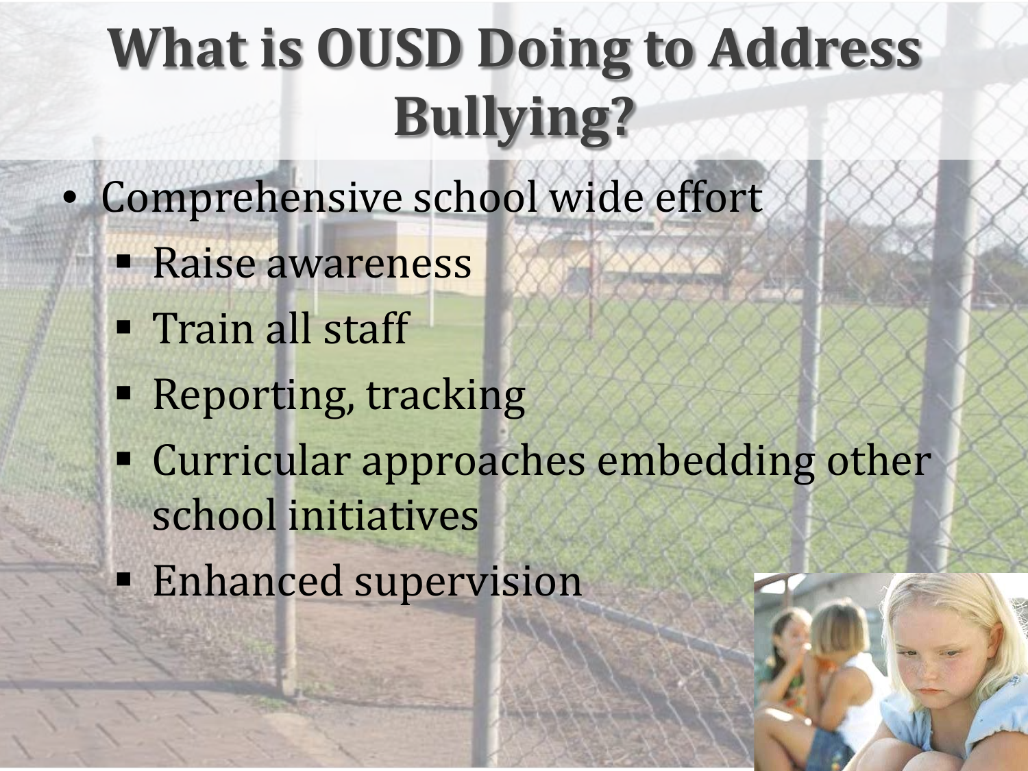# What is OUSD Doing to Address Bullying?

- Comprehensive school wide effort
  - Raise awareness
  - Train all staff
  - Reporting, tracking
  - Curricular approaches embedding other school initiatives
  - Enhanced supervision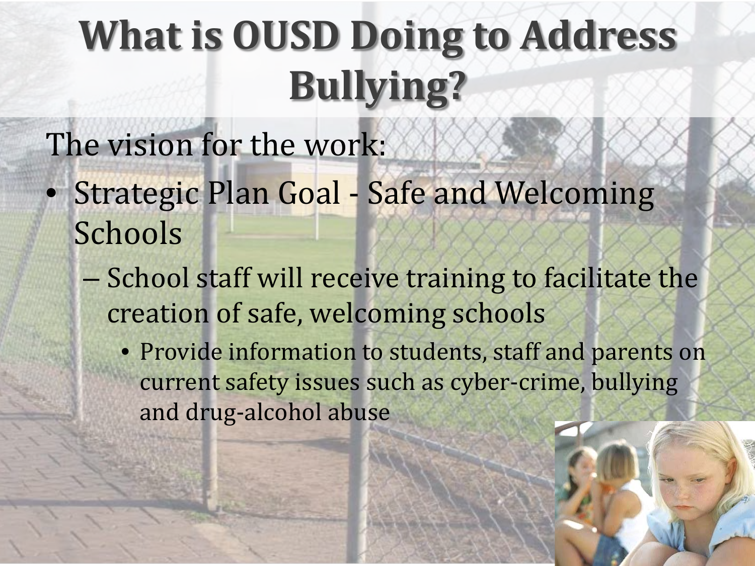# What is OUSD Doing to Address Bullying?

The vision for the work:

- Strategic Plan Goal - Safe and Welcoming Schools
  - School staff will receive training to facilitate the creation of safe, welcoming schools
    - Provide information to students, staff and parents on current safety issues such as cyber-crime, bullying and drug-alcohol abuse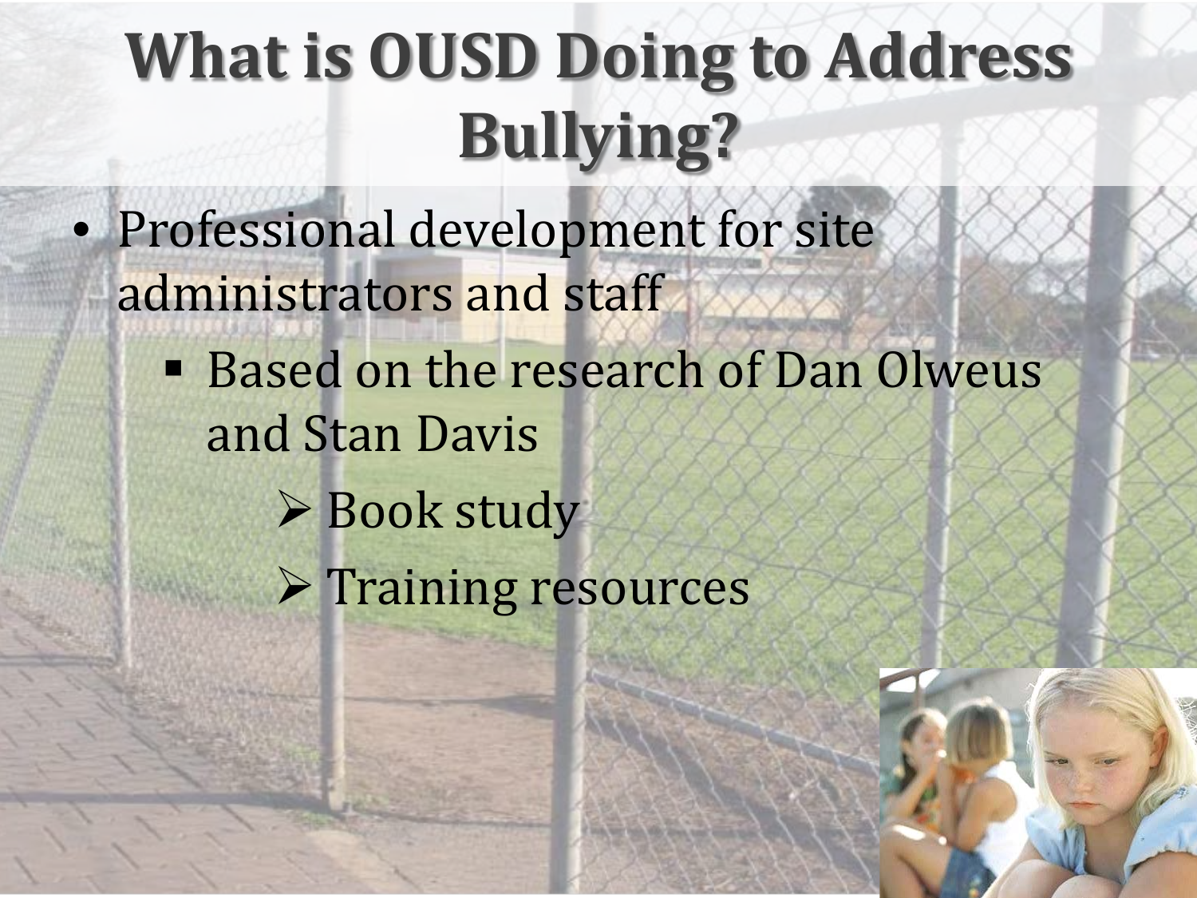# What is OUSD Doing to Address Bullying?

- Professional development for site administrators and staff
  - Based on the research of Dan Olweus and Stan Davis
    - Book study
    - Training resources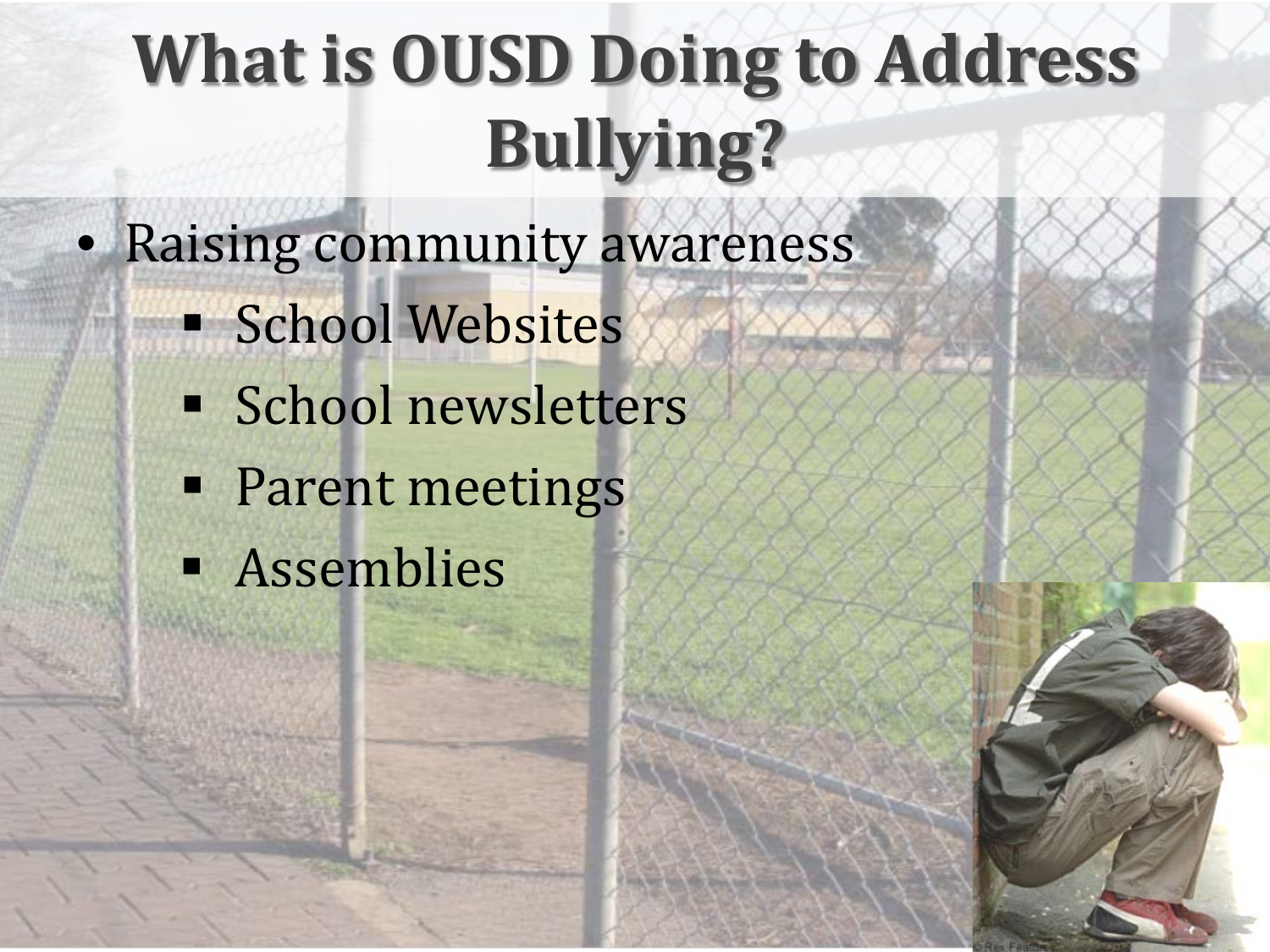# What is OUSD Doing to Address Bullying?

- Raising community awareness
  - School Websites
  - School newsletters
  - Parent meetings
  - Assemblies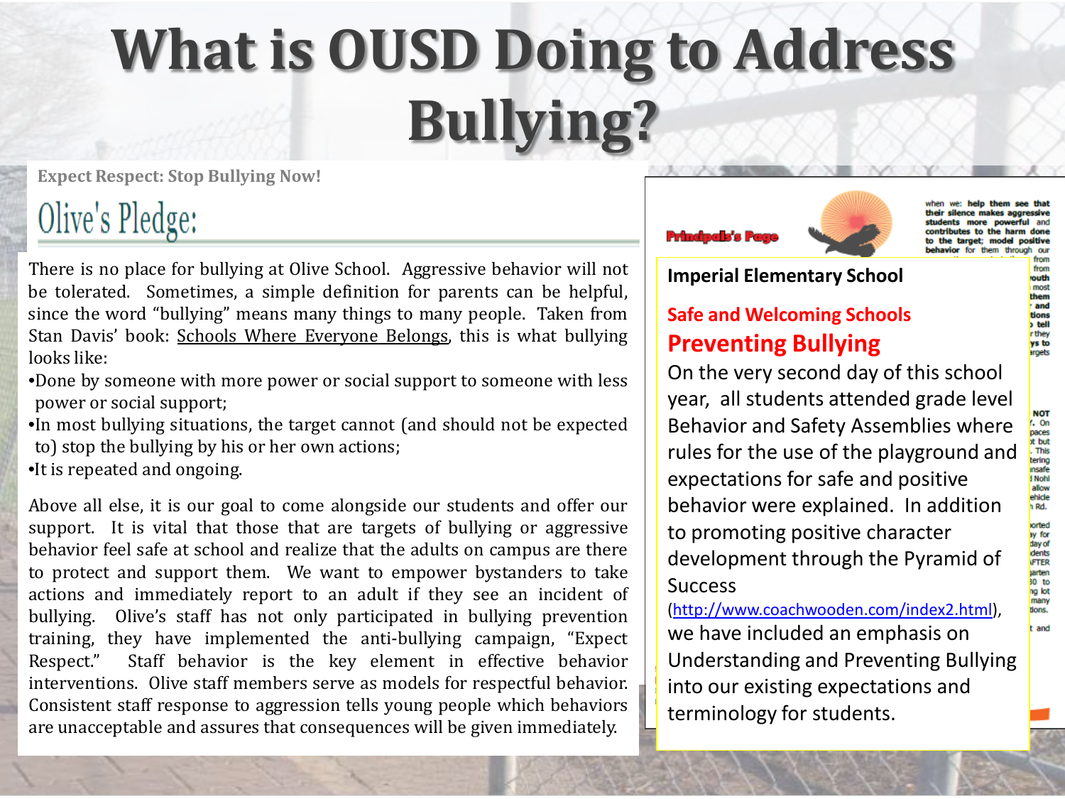# What is OUSD Doing to Address Bullying?

**Expect Respect: Stop Bullying Now!**

## Olive's Pledge:

There is no place for bullying at Olive School. Aggressive behavior will not be tolerated. Sometimes, a simple definition for parents can be helpful, since the word "bullying" means many things to many people. Taken from Stan Davis' book: Schools Where Everyone Belongs, this is what bullying looks like:

- Done by someone with more power or social support to someone with less power or social support;
- In most bullying situations, the target cannot (and should not be expected to) stop the bullying by his or her own actions;
- It is repeated and ongoing.

Above all else, it is our goal to come alongside our students and offer our support. It is vital that those that are targets of bullying or aggressive behavior feel safe at school and realize that the adults on campus are there to protect and support them. We want to empower bystanders to take actions and immediately report to an adult if they see an incident of bullying. Olive's staff has not only participated in bullying prevention training, they have implemented the anti-bullying campaign, "Expect Respect." Staff behavior is the key element in effective behavior interventions. Olive staff members serve as models for respectful behavior. Consistent staff response to aggression tells young people which behaviors are unacceptable and assures that consequences will be given immediately.

**Principal's Page**

**Imperial Elementary School**

### Safe and Welcoming Schools

### Preventing Bullying

On the very second day of this school year, all students attended grade level Behavior and Safety Assemblies where rules for the use of the playground and expectations for safe and positive behavior were explained. In addition to promoting positive character development through the Pyramid of Success (http://www.coachwooden.com/index2.html), we have included an emphasis on Understanding and Preventing Bullying into our existing expectations and terminology for students.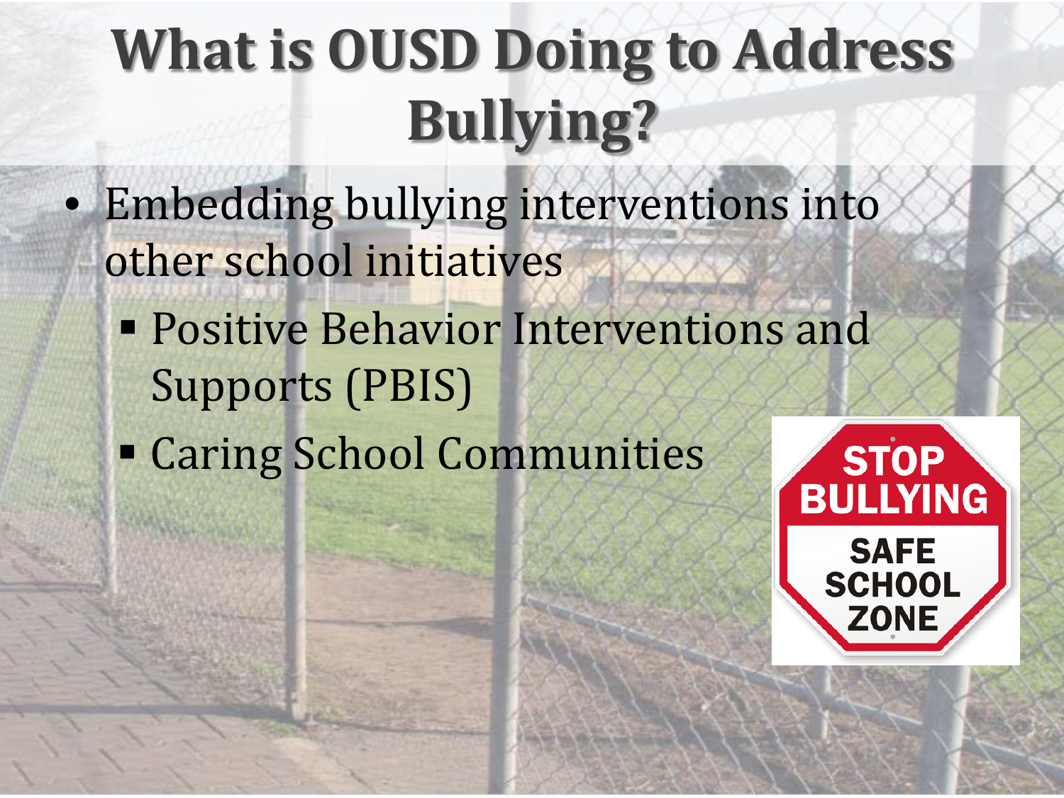# What is OUSD Doing to Address Bullying?

- Embedding bullying interventions into other school initiatives
  - Positive Behavior Interventions and Supports (PBIS)
  - Caring School Communities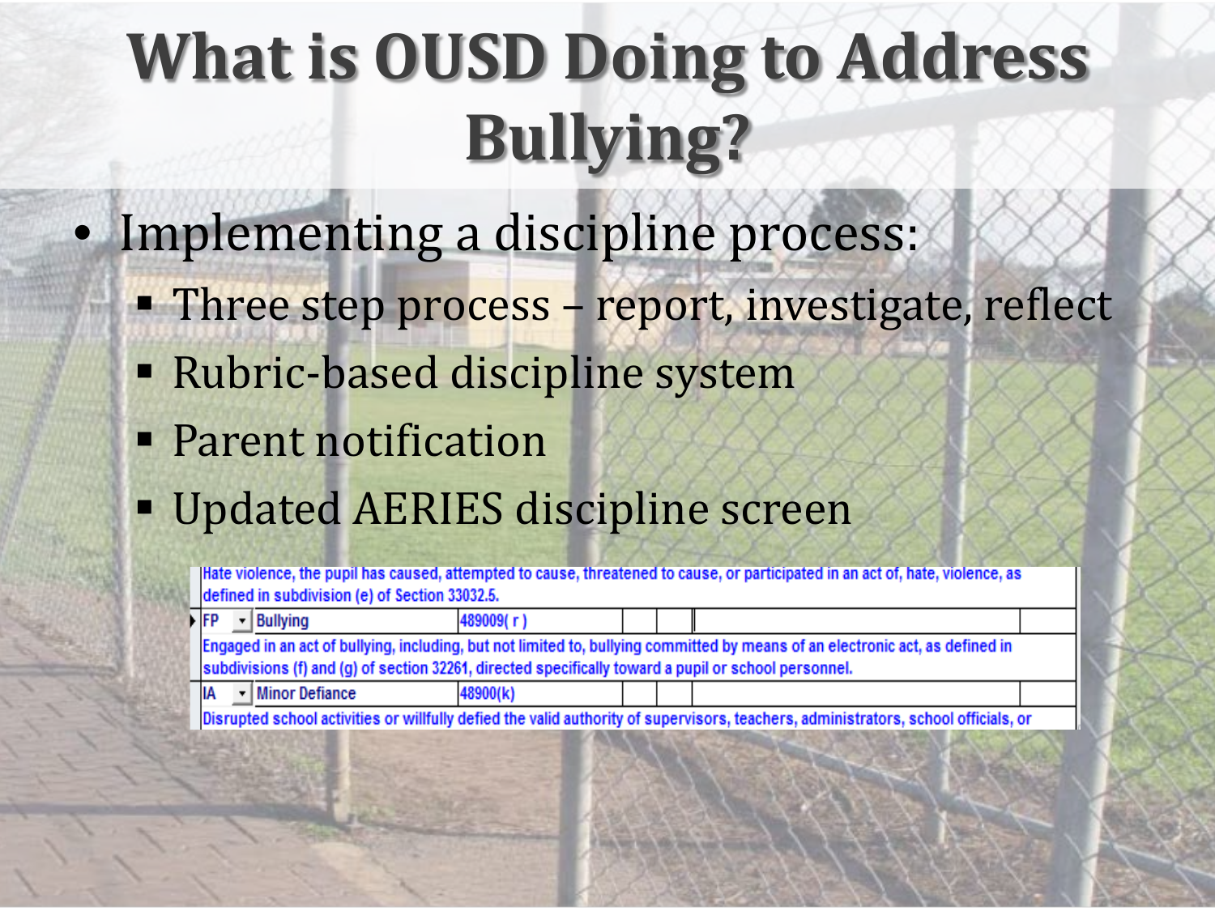# What is OUSD Doing to Address Bullying?

- Implementing a discipline process:
  - Three step process – report, investigate, reflect
  - Rubric-based discipline system
  - Parent notification
  - Updated AERIES discipline screen

| | | | | | | | |
|---|---|---|---|---|---|---|---|
| Hate violence, the pupil has caused, attempted to cause, threatened to cause, or participated in an act of, hate, violence, as defined in subdivision (e) of Section 33032.5. | | | | | | | |
| FP | Bullying | 489009( r ) | | | | | |
| Engaged in an act of bullying, including, but not limited to, bullying committed by means of an electronic act, as defined in subdivisions (f) and (g) of section 32261, directed specifically toward a pupil or school personnel. | | | | | | | |
| IA | Minor Defiance | 48900(k) | | | | | |
| Disrupted school activities or willfully defied the valid authority of supervisors, teachers, administrators, school officials, or | | | | | | | |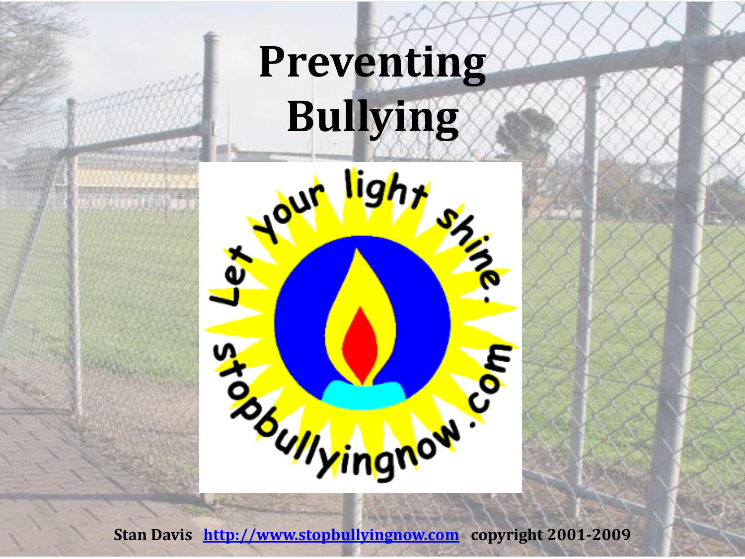# Preventing Bullying

Let your light shine.

stopbullyingnow.com

**Stan Davis** [http://www.stopbullyingnow.com](http://www.stopbullyingnow.com) **copyright 2001-2009**